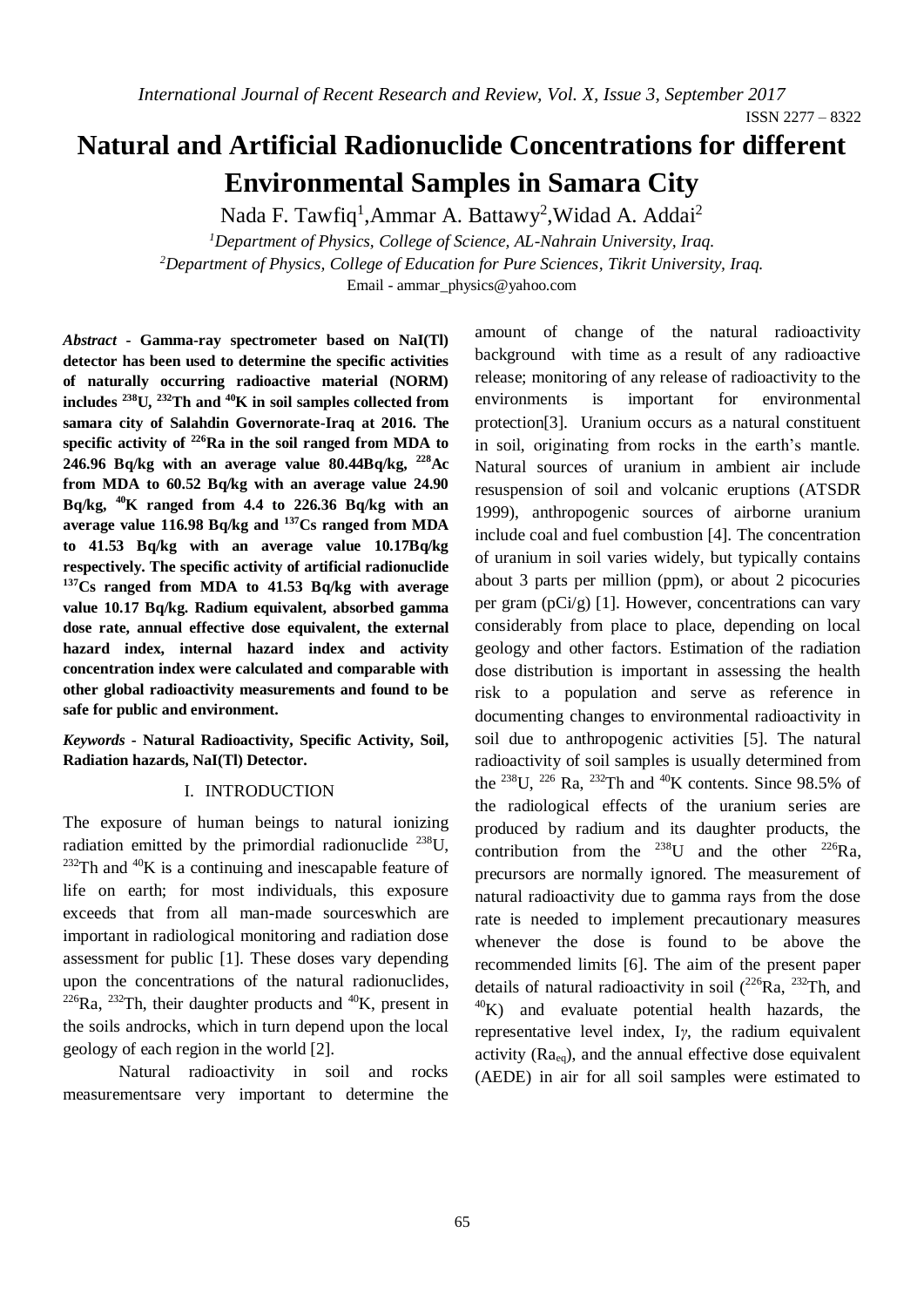# Natural and Artificial Radionuclide Concentrations for different Environmental Samples in Samara City

Nada F. Tawfiq[1], Ammar A. Battawy[2], Widad A. Addai[2]

[1]*Department of Physics, College of Science, AL-Nahrain University, Iraq.*

[2]*Department of Physics, College of Education for Pure Sciences, Tikrit University, Iraq.*

Email - ammar_physics@yahoo.com

***Abstract* - Gamma-ray spectrometer based on NaI(Tl) detector has been used to determine the specific activities of naturally occurring radioactive material (NORM) includes $^{238}$U, $^{232}$Th and $^{40}$K in soil samples collected from samara city of Salahdin Governorate-Iraq at 2016. The specific activity of $^{226}$Ra in the soil ranged from MDA to 246.96 Bq/kg with an average value 80.44Bq/kg, $^{228}$Ac from MDA to 60.52 Bq/kg with an average value 24.90 Bq/kg, $^{40}$K ranged from 4.4 to 226.36 Bq/kg with an average value 116.98 Bq/kg and $^{137}$Cs ranged from MDA to 41.53 Bq/kg with an average value 10.17Bq/kg respectively. The specific activity of artificial radionuclide $^{137}$Cs ranged from MDA to 41.53 Bq/kg with average value 10.17 Bq/kg. Radium equivalent, absorbed gamma dose rate, annual effective dose equivalent, the external hazard index, internal hazard index and activity concentration index were calculated and comparable with other global radioactivity measurements and found to be safe for public and environment.**

***Keywords* - Natural Radioactivity, Specific Activity, Soil, Radiation hazards, NaI(Tl) Detector.**

## I. INTRODUCTION

The exposure of human beings to natural ionizing radiation emitted by the primordial radionuclide $^{238}$U, $^{232}$Th and $^{40}$K is a continuing and inescapable feature of life on earth; for most individuals, this exposure exceeds that from all man-made sourceswhich are important in radiological monitoring and radiation dose assessment for public [1]. These doses vary depending upon the concentrations of the natural radionuclides, $^{226}$Ra, $^{232}$Th, their daughter products and $^{40}$K, present in the soils androcks, which in turn depend upon the local geology of each region in the world [2].

Natural radioactivity in soil and rocks measurementsare very important to determine the amount of change of the natural radioactivity background with time as a result of any radioactive release; monitoring of any release of radioactivity to the environments is important for environmental protection[3]. Uranium occurs as a natural constituent in soil, originating from rocks in the earth's mantle. Natural sources of uranium in ambient air include resuspension of soil and volcanic eruptions (ATSDR 1999), anthropogenic sources of airborne uranium include coal and fuel combustion [4]. The concentration of uranium in soil varies widely, but typically contains about 3 parts per million (ppm), or about 2 picocuries per gram (pCi/g) [1]. However, concentrations can vary considerably from place to place, depending on local geology and other factors. Estimation of the radiation dose distribution is important in assessing the health risk to a population and serve as reference in documenting changes to environmental radioactivity in soil due to anthropogenic activities [5]. The natural radioactivity of soil samples is usually determined from the $^{238}$U, $^{226}$Ra, $^{232}$Th and $^{40}$K contents. Since 98.5% of the radiological effects of the uranium series are produced by radium and its daughter products, the contribution from the $^{238}$U and the other $^{226}$Ra, precursors are normally ignored. The measurement of natural radioactivity due to gamma rays from the dose rate is needed to implement precautionary measures whenever the dose is found to be above the recommended limits [6]. The aim of the present paper details of natural radioactivity in soil ($^{226}$Ra, $^{232}$Th, and $^{40}$K) and evaluate potential health hazards, the representative level index, $I_{\gamma}$, the radium equivalent activity ($Ra_{eq}$), and the annual effective dose equivalent (AEDE) in air for all soil samples were estimated to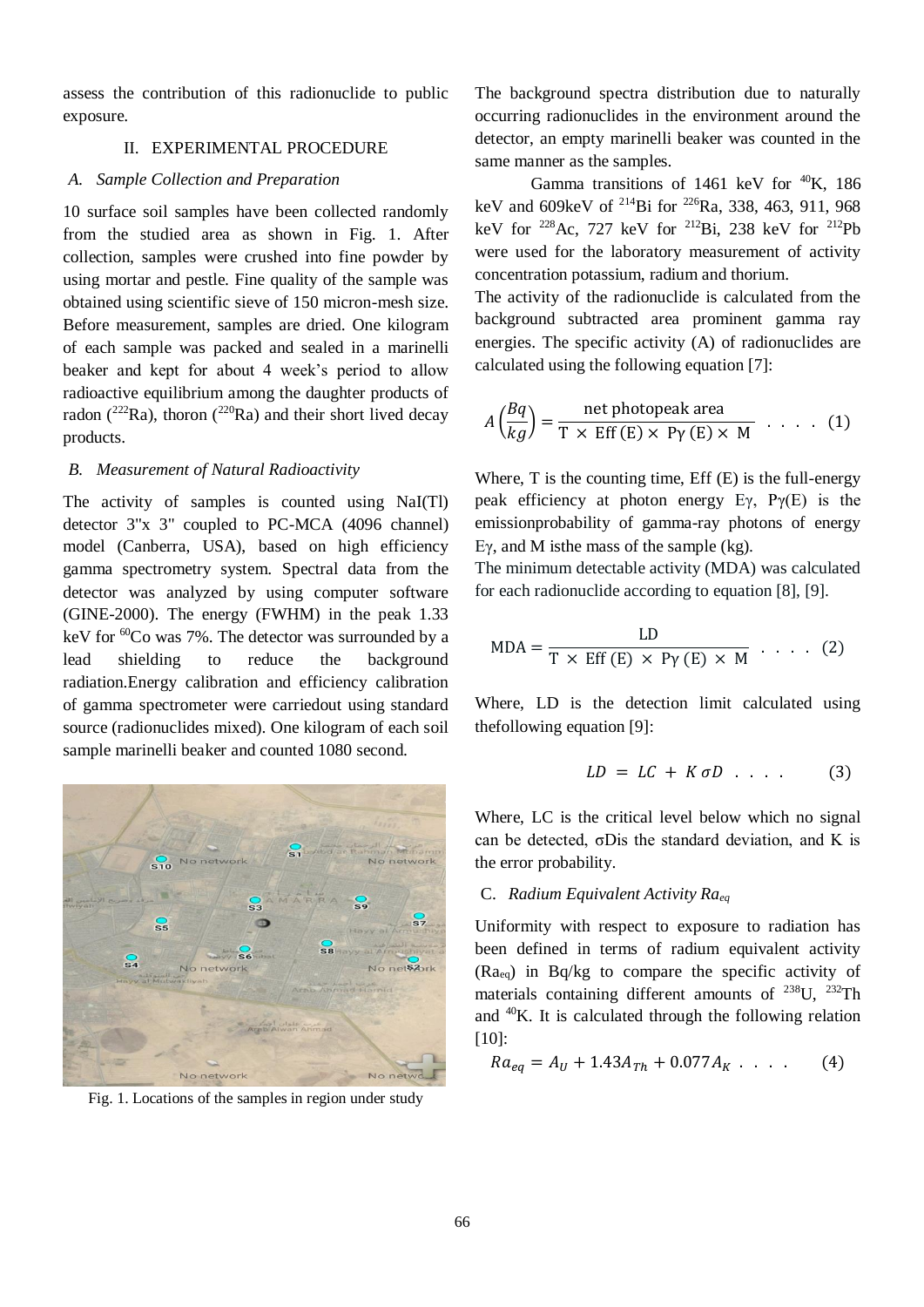assess the contribution of this radionuclide to public exposure.

## II. EXPERIMENTAL PROCEDURE

### A. Sample Collection and Preparation

10 surface soil samples have been collected randomly from the studied area as shown in Fig. 1. After collection, samples were crushed into fine powder by using mortar and pestle. Fine quality of the sample was obtained using scientific sieve of 150 micron-mesh size. Before measurement, samples are dried. One kilogram of each sample was packed and sealed in a marinelli beaker and kept for about 4 week's period to allow radioactive equilibrium among the daughter products of radon ($^{222}$Ra), thoron ($^{220}$Ra) and their short lived decay products.

### B. Measurement of Natural Radioactivity

The activity of samples is counted using NaI(Tl) detector 3"x 3" coupled to PC-MCA (4096 channel) model (Canberra, USA), based on high efficiency gamma spectrometry system. Spectral data from the detector was analyzed by using computer software (GINE-2000). The energy (FWHM) in the peak 1.33 keV for $^{60}$Co was 7%. The detector was surrounded by a lead shielding to reduce the background radiation.Energy calibration and efficiency calibration of gamma spectrometer were carriedout using standard source (radionuclides mixed). One kilogram of each soil sample marinelli beaker and counted 1080 second.

Fig. 1. Locations of the samples in region under study

The background spectra distribution due to naturally occurring radionuclides in the environment around the detector, an empty marinelli beaker was counted in the same manner as the samples.

Gamma transitions of 1461 keV for $^{40}$K, 186 keV and 609keV of $^{214}$Bi for $^{226}$Ra, 338, 463, 911, 968 keV for $^{228}$Ac, 727 keV for $^{212}$Bi, 238 keV for $^{212}$Pb were used for the laboratory measurement of activity concentration potassium, radium and thorium.

The activity of the radionuclide is calculated from the background subtracted area prominent gamma ray energies. The specific activity (A) of radionuclides are calculated using the following equation [7]:

$$A\left(\frac{Bq}{kg}\right) = \frac{\text{net photopeak area}}{\mathrm{T} \times \mathrm{Eff\,(E)} \times \mathrm{P\gamma\,(E)} \times \mathrm{M}} \quad . . . . \quad (1)$$

Where, T is the counting time, Eff (E) is the full-energy peak efficiency at photon energy Eγ, Pγ(E) is the emissionprobability of gamma-ray photons of energy Eγ, and M isthe mass of the sample (kg).

The minimum detectable activity (MDA) was calculated for each radionuclide according to equation [8], [9].

$$\mathrm{MDA} = \frac{\mathrm{LD}}{\mathrm{T} \times \mathrm{Eff\,(E)} \times \mathrm{P\gamma\,(E)} \times \mathrm{M}} \quad . . . . \quad (2)$$

Where, LD is the detection limit calculated using thefollowing equation [9]:

$$LD = LC + K\,\sigma D \quad . . . . \quad (3)$$

Where, LC is the critical level below which no signal can be detected, σDis the standard deviation, and K is the error probability.

### C. Radium Equivalent Activity $Ra_{eq}$

Uniformity with respect to exposure to radiation has been defined in terms of radium equivalent activity ($Ra_{eq}$) in Bq/kg to compare the specific activity of materials containing different amounts of $^{238}$U, $^{232}$Th and $^{40}$K. It is calculated through the following relation [10]:

$$Ra_{eq} = A_U + 1.43A_{Th} + 0.077A_K \quad . . . . \quad (4)$$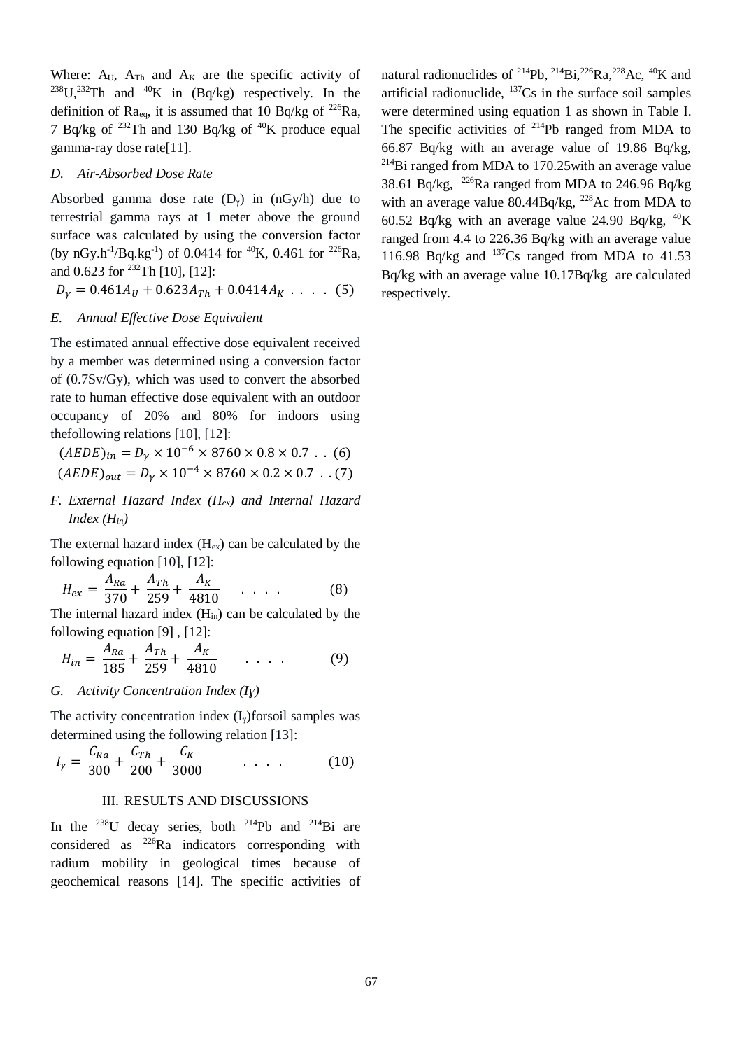Where: $A_U$, $A_{Th}$ and $A_K$ are the specific activity of $^{238}U$, $^{232}Th$ and $^{40}K$ in (Bq/kg) respectively. In the definition of $Ra_{eq}$, it is assumed that 10 Bq/kg of $^{226}Ra$, 7 Bq/kg of $^{232}Th$ and 130 Bq/kg of $^{40}K$ produce equal gamma-ray dose rate[11].

### *D. Air-Absorbed Dose Rate*

Absorbed gamma dose rate ($D_\gamma$) in (nGy/h) due to terrestrial gamma rays at 1 meter above the ground surface was calculated by using the conversion factor (by $nGy.h^{-1}/Bq.kg^{-1}$) of 0.0414 for $^{40}K$, 0.461 for $^{226}Ra$, and 0.623 for $^{232}Th$ [10], [12]:

$$D_\gamma = 0.461A_U + 0.623A_{Th} + 0.0414A_K \quad . \ . \ . \ . \quad (5)$$

### *E. Annual Effective Dose Equivalent*

The estimated annual effective dose equivalent received by a member was determined using a conversion factor of (0.7Sv/Gy), which was used to convert the absorbed rate to human effective dose equivalent with an outdoor occupancy of 20% and 80% for indoors using thefollowing relations [10], [12]:

$$(AEDE)_{in} = D_\gamma \times 10^{-6} \times 8760 \times 0.8 \times 0.7 \ . \ . \ (6)$$

$$(AEDE)_{out} = D_\gamma \times 10^{-4} \times 8760 \times 0.2 \times 0.7 \ . \ . (7)$$

### *F. External Hazard Index ($H_{ex}$) and Internal Hazard Index ($H_{in}$)*

The external hazard index ($H_{ex}$) can be calculated by the following equation [10], [12]:

$$H_{ex} = \frac{A_{Ra}}{370} + \frac{A_{Th}}{259} + \frac{A_K}{4810} \quad . \ . \ . \ . \quad (8)$$

The internal hazard index ($H_{in}$) can be calculated by the following equation [9] , [12]:

$$H_{in} = \frac{A_{Ra}}{185} + \frac{A_{Th}}{259} + \frac{A_K}{4810} \quad . \ . \ . \ . \quad (9)$$

### *G. Activity Concentration Index ($I_\gamma$)*

The activity concentration index ($I_\gamma$)forsoil samples was determined using the following relation [13]:

$$I_\gamma = \frac{C_{Ra}}{300} + \frac{C_{Th}}{200} + \frac{C_K}{3000} \quad . \ . \ . \ . \quad (10)$$

## III. RESULTS AND DISCUSSIONS

In the $^{238}U$ decay series, both $^{214}Pb$ and $^{214}Bi$ are considered as $^{226}Ra$ indicators corresponding with radium mobility in geological times because of geochemical reasons [14]. The specific activities of natural radionuclides of $^{214}Pb$, $^{214}Bi$, $^{226}Ra$, $^{228}Ac$, $^{40}K$ and artificial radionuclide, $^{137}Cs$ in the surface soil samples were determined using equation 1 as shown in Table I. The specific activities of $^{214}Pb$ ranged from MDA to 66.87 Bq/kg with an average value of 19.86 Bq/kg, $^{214}Bi$ ranged from MDA to 170.25with an average value 38.61 Bq/kg, $^{226}Ra$ ranged from MDA to 246.96 Bq/kg with an average value 80.44Bq/kg, $^{228}Ac$ from MDA to 60.52 Bq/kg with an average value 24.90 Bq/kg, $^{40}K$ ranged from 4.4 to 226.36 Bq/kg with an average value 116.98 Bq/kg and $^{137}Cs$ ranged from MDA to 41.53 Bq/kg with an average value 10.17Bq/kg are calculated respectively.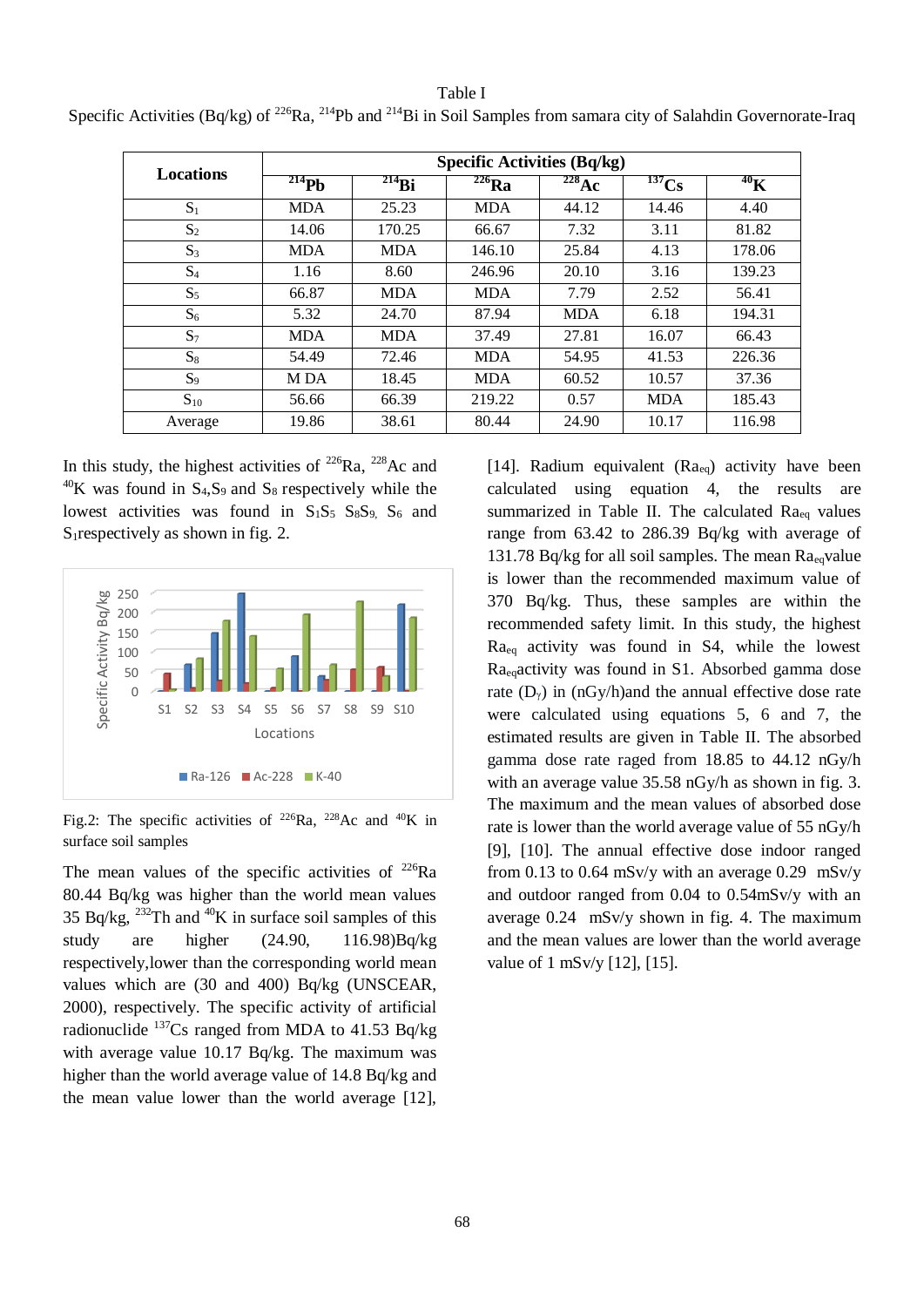Table I

Specific Activities (Bq/kg) of $^{226}Ra$, $^{214}Pb$ and $^{214}Bi$ in Soil Samples from samara city of Salahdin Governorate-Iraq

| Locations | Specific Activities (Bq/kg) | | | | | |
|---|---|---|---|---|---|---|
| | $^{214}Pb$ | $^{214}Bi$ | $^{226}Ra$ | $^{228}Ac$ | $^{137}Cs$ | $^{40}K$ |
| $S_1$ | MDA | 25.23 | MDA | 44.12 | 14.46 | 4.40 |
| $S_2$ | 14.06 | 170.25 | 66.67 | 7.32 | 3.11 | 81.82 |
| $S_3$ | MDA | MDA | 146.10 | 25.84 | 4.13 | 178.06 |
| $S_4$ | 1.16 | 8.60 | 246.96 | 20.10 | 3.16 | 139.23 |
| $S_5$ | 66.87 | MDA | MDA | 7.79 | 2.52 | 56.41 |
| $S_6$ | 5.32 | 24.70 | 87.94 | MDA | 6.18 | 194.31 |
| $S_7$ | MDA | MDA | 37.49 | 27.81 | 16.07 | 66.43 |
| $S_8$ | 54.49 | 72.46 | MDA | 54.95 | 41.53 | 226.36 |
| $S_9$ | M DA | 18.45 | MDA | 60.52 | 10.57 | 37.36 |
| $S_{10}$ | 56.66 | 66.39 | 219.22 | 0.57 | MDA | 185.43 |
| Average | 19.86 | 38.61 | 80.44 | 24.90 | 10.17 | 116.98 |

In this study, the highest activities of $^{226}Ra$, $^{228}Ac$ and $^{40}K$ was found in $S_4$,$S_9$ and $S_8$ respectively while the lowest activities was found in $S_1S_5$ $S_8S_9$, $S_6$ and $S_1$respectively as shown in fig. 2.

Fig.2: The specific activities of $^{226}Ra$, $^{228}Ac$ and $^{40}K$ in surface soil samples

The mean values of the specific activities of $^{226}Ra$ 80.44 Bq/kg was higher than the world mean values 35 Bq/kg, $^{232}Th$ and $^{40}K$ in surface soil samples of this study are higher (24.90, 116.98)Bq/kg respectively,lower than the corresponding world mean values which are (30 and 400) Bq/kg (UNSCEAR, 2000), respectively. The specific activity of artificial radionuclide $^{137}Cs$ ranged from MDA to 41.53 Bq/kg with average value 10.17 Bq/kg. The maximum was higher than the world average value of 14.8 Bq/kg and the mean value lower than the world average [12], [14]. Radium equivalent ($Ra_{eq}$) activity have been calculated using equation 4, the results are summarized in Table II. The calculated $Ra_{eq}$ values range from 63.42 to 286.39 Bq/kg with average of 131.78 Bq/kg for all soil samples. The mean $Ra_{eq}$value is lower than the recommended maximum value of 370 Bq/kg. Thus, these samples are within the recommended safety limit. In this study, the highest $Ra_{eq}$ activity was found in S4, while the lowest $Ra_{eq}$activity was found in S1. Absorbed gamma dose rate ($D_\gamma$) in (nGy/h)and the annual effective dose rate were calculated using equations 5, 6 and 7, the estimated results are given in Table II. The absorbed gamma dose rate raged from 18.85 to 44.12 nGy/h with an average value 35.58 nGy/h as shown in fig. 3. The maximum and the mean values of absorbed dose rate is lower than the world average value of 55 nGy/h [9], [10]. The annual effective dose indoor ranged from 0.13 to 0.64 mSv/y with an average 0.29 mSv/y and outdoor ranged from 0.04 to 0.54mSv/y with an average 0.24 mSv/y shown in fig. 4. The maximum and the mean values are lower than the world average value of 1 mSv/y [12], [15].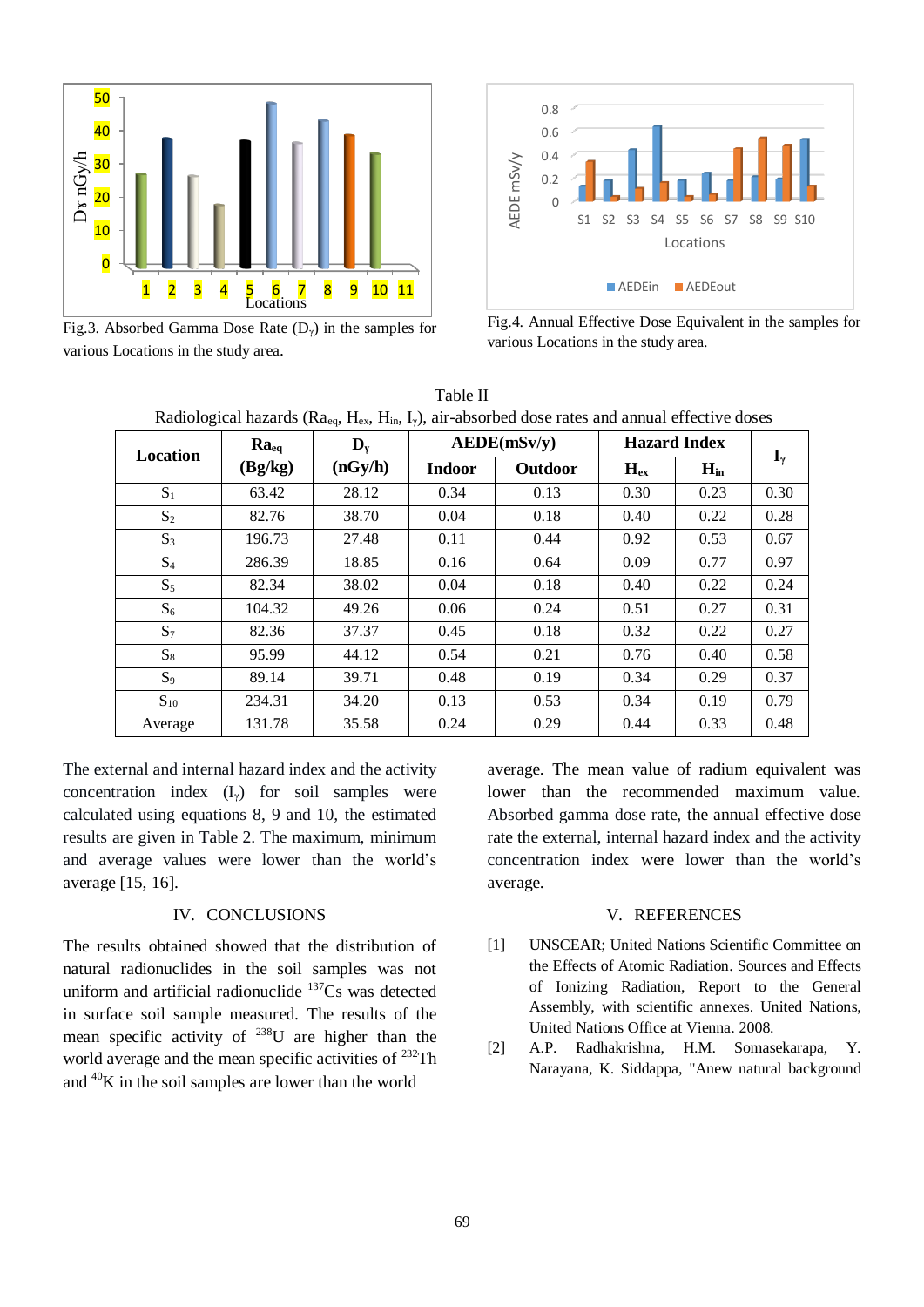Fig.3. Absorbed Gamma Dose Rate ($D_\gamma$) in the samples for various Locations in the study area.

Fig.4. Annual Effective Dose Equivalent in the samples for various Locations in the study area.

Table II

Radiological hazards ($Ra_{eq}$, $H_{ex}$, $H_{in}$, $I_\gamma$), air-absorbed dose rates and annual effective doses

| Location | $Ra_{eq}$ (Bg/kg) | $D_\gamma$ (nGy/h) | AEDE(mSv/y) | | Hazard Index | | $I_\gamma$ |
|---|---|---|---|---|---|---|---|
| | | | Indoor | Outdoor | $H_{ex}$ | $H_{in}$ | |
| $S_1$ | 63.42 | 28.12 | 0.34 | 0.13 | 0.30 | 0.23 | 0.30 |
| $S_2$ | 82.76 | 38.70 | 0.04 | 0.18 | 0.40 | 0.22 | 0.28 |
| $S_3$ | 196.73 | 27.48 | 0.11 | 0.44 | 0.92 | 0.53 | 0.67 |
| $S_4$ | 286.39 | 18.85 | 0.16 | 0.64 | 0.09 | 0.77 | 0.97 |
| $S_5$ | 82.34 | 38.02 | 0.04 | 0.18 | 0.40 | 0.22 | 0.24 |
| $S_6$ | 104.32 | 49.26 | 0.06 | 0.24 | 0.51 | 0.27 | 0.31 |
| $S_7$ | 82.36 | 37.37 | 0.45 | 0.18 | 0.32 | 0.22 | 0.27 |
| $S_8$ | 95.99 | 44.12 | 0.54 | 0.21 | 0.76 | 0.40 | 0.58 |
| $S_9$ | 89.14 | 39.71 | 0.48 | 0.19 | 0.34 | 0.29 | 0.37 |
| $S_{10}$ | 234.31 | 34.20 | 0.13 | 0.53 | 0.34 | 0.19 | 0.79 |
| Average | 131.78 | 35.58 | 0.24 | 0.29 | 0.44 | 0.33 | 0.48 |

The external and internal hazard index and the activity concentration index ($I_\gamma$) for soil samples were calculated using equations 8, 9 and 10, the estimated results are given in Table 2. The maximum, minimum and average values were lower than the world's average [15, 16].

## IV. CONCLUSIONS

The results obtained showed that the distribution of natural radionuclides in the soil samples was not uniform and artificial radionuclide $^{137}Cs$ was detected in surface soil sample measured. The results of the mean specific activity of $^{238}U$ are higher than the world average and the mean specific activities of $^{232}Th$ and $^{40}K$ in the soil samples are lower than the world average. The mean value of radium equivalent was lower than the recommended maximum value. Absorbed gamma dose rate, the annual effective dose rate the external, internal hazard index and the activity concentration index were lower than the world's average.

## V. REFERENCES

[1] UNSCEAR; United Nations Scientific Committee on the Effects of Atomic Radiation. Sources and Effects of Ionizing Radiation, Report to the General Assembly, with scientific annexes. United Nations, United Nations Office at Vienna. 2008.

[2] A.P. Radhakrishna, H.M. Somasekarapa, Y. Narayana, K. Siddappa, "Anew natural background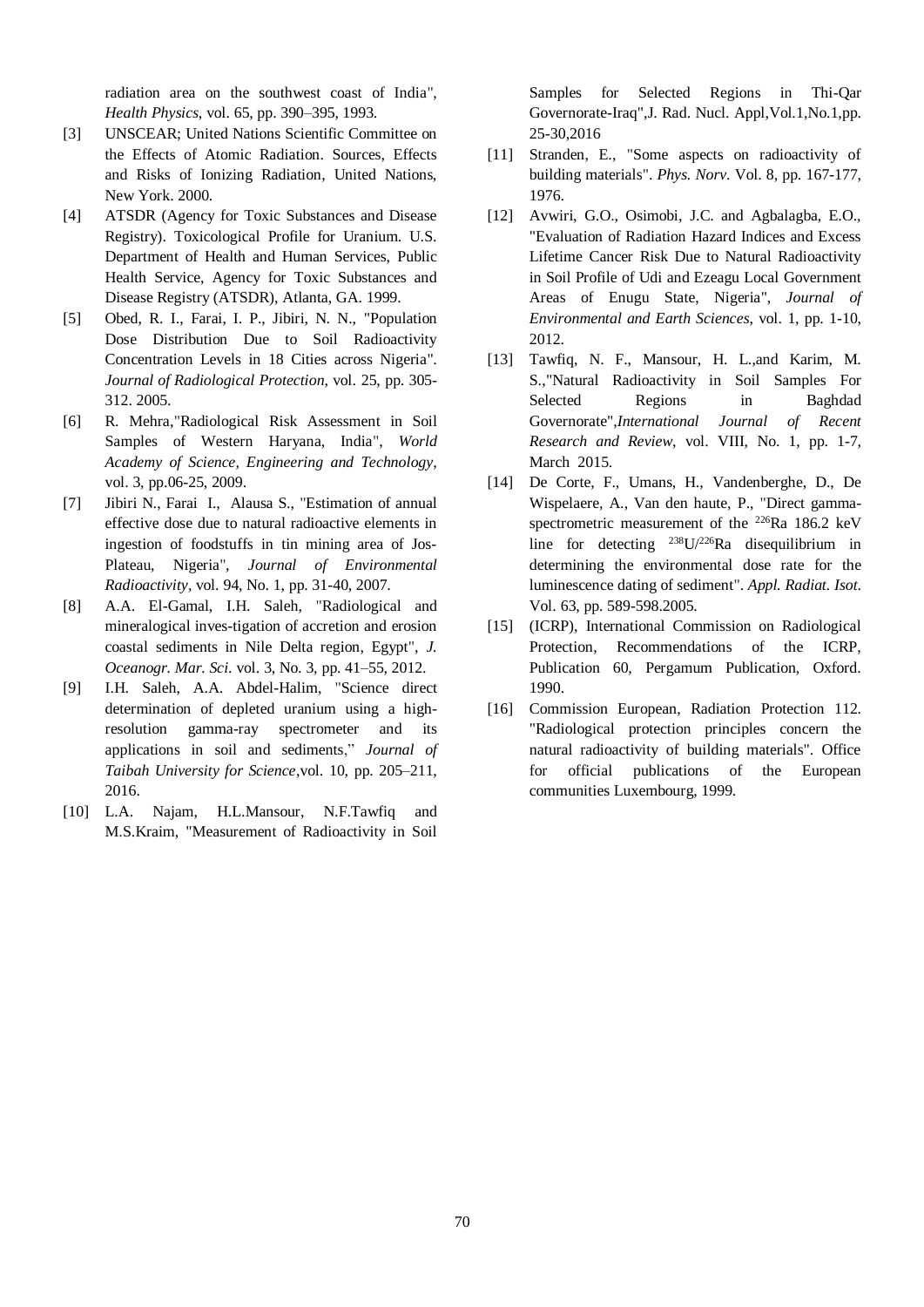radiation area on the southwest coast of India", *Health Physics*, vol. 65, pp. 390–395, 1993.

[3] UNSCEAR; United Nations Scientific Committee on the Effects of Atomic Radiation. Sources, Effects and Risks of Ionizing Radiation, United Nations, New York. 2000.

[4] ATSDR (Agency for Toxic Substances and Disease Registry). Toxicological Profile for Uranium. U.S. Department of Health and Human Services, Public Health Service, Agency for Toxic Substances and Disease Registry (ATSDR), Atlanta, GA. 1999.

[5] Obed, R. I., Farai, I. P., Jibiri, N. N., "Population Dose Distribution Due to Soil Radioactivity Concentration Levels in 18 Cities across Nigeria". *Journal of Radiological Protection*, vol. 25, pp. 305-312. 2005.

[6] R. Mehra,"Radiological Risk Assessment in Soil Samples of Western Haryana, India", *World Academy of Science, Engineering and Technology*, vol. 3, pp.06-25, 2009.

[7] Jibiri N., Farai I., Alausa S., "Estimation of annual effective dose due to natural radioactive elements in ingestion of foodstuffs in tin mining area of Jos-Plateau, Nigeria", *Journal of Environmental Radioactivity*, vol. 94, No. 1, pp. 31-40, 2007.

[8] A.A. El-Gamal, I.H. Saleh, "Radiological and mineralogical inves-tigation of accretion and erosion coastal sediments in Nile Delta region, Egypt", *J. Oceanogr. Mar. Sci.* vol. 3, No. 3, pp. 41–55, 2012.

[9] I.H. Saleh, A.A. Abdel-Halim, "Science direct determination of depleted uranium using a high-resolution gamma-ray spectrometer and its applications in soil and sediments," *Journal of Taibah University for Science*,vol. 10, pp. 205–211, 2016.

[10] L.A. Najam, H.L.Mansour, N.F.Tawfiq and M.S.Kraim, "Measurement of Radioactivity in Soil Samples for Selected Regions in Thi-Qar Governorate-Iraq",J. Rad. Nucl. Appl,Vol.1,No.1,pp. 25-30,2016

[11] Stranden, E., "Some aspects on radioactivity of building materials". *Phys. Norv*. Vol. 8, pp. 167-177, 1976.

[12] Avwiri, G.O., Osimobi, J.C. and Agbalagba, E.O., "Evaluation of Radiation Hazard Indices and Excess Lifetime Cancer Risk Due to Natural Radioactivity in Soil Profile of Udi and Ezeagu Local Government Areas of Enugu State, Nigeria", *Journal of Environmental and Earth Sciences*, vol. 1, pp. 1-10, 2012.

[13] Tawfiq, N. F., Mansour, H. L.,and Karim, M. S.,"Natural Radioactivity in Soil Samples For Selected Regions in Baghdad Governorate",*International Journal of Recent Research and Review*, vol. VIII, No. 1, pp. 1-7, March 2015.

[14] De Corte, F., Umans, H., Vandenberghe, D., De Wispelaere, A., Van den haute, P., "Direct gamma-spectrometric measurement of the $^{226}$Ra 186.2 keV line for detecting $^{238}$U/$^{226}$Ra disequilibrium in determining the environmental dose rate for the luminescence dating of sediment". *Appl. Radiat. Isot.* Vol. 63, pp. 589-598.2005.

[15] (ICRP), International Commission on Radiological Protection, Recommendations of the ICRP, Publication 60, Pergamum Publication, Oxford. 1990.

[16] Commission European, Radiation Protection 112. "Radiological protection principles concern the natural radioactivity of building materials". Office for official publications of the European communities Luxembourg, 1999.